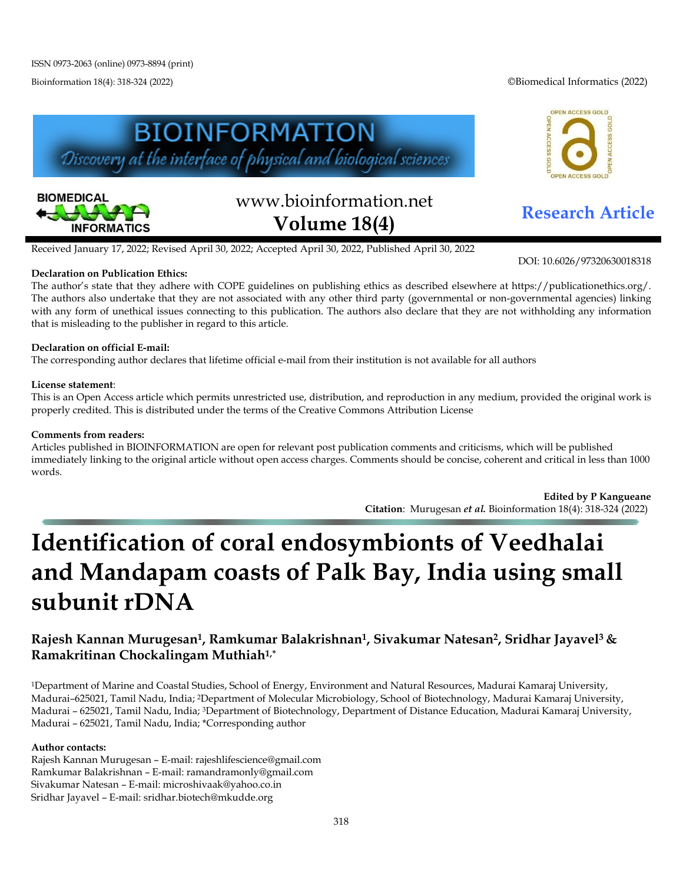ISSN 0973-2063 (online) 0973-8894 (print)

Bioinformation 18(4): 318-324 (2022) ©Biomedical Informatics (2022)

www.bioinformation.net
**Volume 18(4)**

**Research Article**

Received January 17, 2022; Revised April 30, 2022; Accepted April 30, 2022, Published April 30, 2022

DOI: 10.6026/97320630018318

**Declaration on Publication Ethics:**
The author's state that they adhere with COPE guidelines on publishing ethics as described elsewhere at https://publicationethics.org/. The authors also undertake that they are not associated with any other third party (governmental or non-governmental agencies) linking with any form of unethical issues connecting to this publication. The authors also declare that they are not withholding any information that is misleading to the publisher in regard to this article.

**Declaration on official E-mail:**
The corresponding author declares that lifetime official e-mail from their institution is not available for all authors

**License statement**:
This is an Open Access article which permits unrestricted use, distribution, and reproduction in any medium, provided the original work is properly credited. This is distributed under the terms of the Creative Commons Attribution License

**Comments from readers:**
Articles published in BIOINFORMATION are open for relevant post publication comments and criticisms, which will be published immediately linking to the original article without open access charges. Comments should be concise, coherent and critical in less than 1000 words.

**Edited by P Kangueane**
**Citation**: Murugesan ***et al.*** Bioinformation 18(4): 318-324 (2022)

# Identification of coral endosymbionts of Veedhalai and Mandapam coasts of Palk Bay, India using small subunit rDNA

**Rajesh Kannan Murugesan[1], Ramkumar Balakrishnan[1], Sivakumar Natesan[2], Sridhar Jayavel[3] & Ramakritinan Chockalingam Muthiah[1,*]**

[1]Department of Marine and Coastal Studies, School of Energy, Environment and Natural Resources, Madurai Kamaraj University, Madurai–625021, Tamil Nadu, India; [2]Department of Molecular Microbiology, School of Biotechnology, Madurai Kamaraj University, Madurai – 625021, Tamil Nadu, India; [3]Department of Biotechnology, Department of Distance Education, Madurai Kamaraj University, Madurai – 625021, Tamil Nadu, India; *Corresponding author

**Author contacts:**
Rajesh Kannan Murugesan – E-mail: rajeshlifescience@gmail.com
Ramkumar Balakrishnan – E-mail: ramandramonly@gmail.com
Sivakumar Natesan – E-mail: microshivaak@yahoo.co.in
Sridhar Jayavel – E-mail: sridhar.biotech@mkudde.org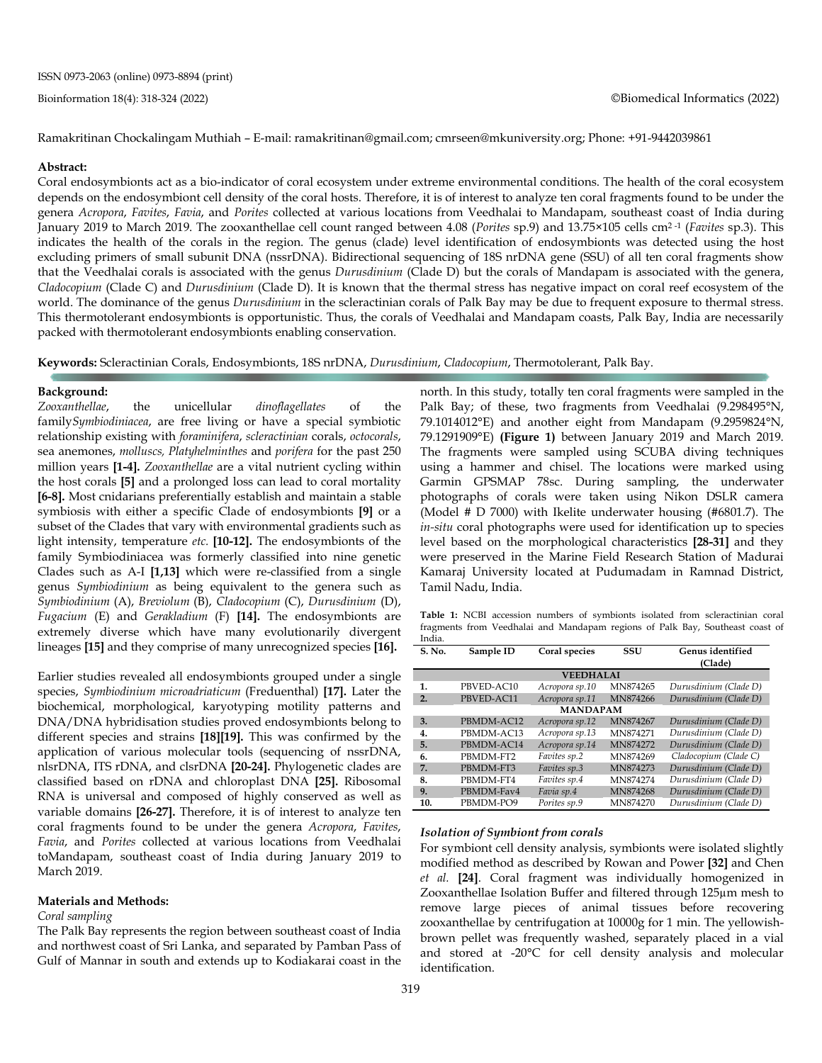Ramakritinan Chockalingam Muthiah – E-mail: ramakritinan@gmail.com; cmrseen@mkuniversity.org; Phone: +91-9442039861

### Abstract:

Coral endosymbionts act as a bio-indicator of coral ecosystem under extreme environmental conditions. The health of the coral ecosystem depends on the endosymbiont cell density of the coral hosts. Therefore, it is of interest to analyze ten coral fragments found to be under the genera *Acropora*, *Favites*, *Favia*, and *Porites* collected at various locations from Veedhalai to Mandapam, southeast coast of India during January 2019 to March 2019. The zooxanthellae cell count ranged between 4.08 (*Porites* sp.9) and 13.75×105 cells cm$^{2 -1}$ (*Favites* sp.3). This indicates the health of the corals in the region. The genus (clade) level identification of endosymbionts was detected using the host excluding primers of small subunit DNA (nssrDNA). Bidirectional sequencing of 18S nrDNA gene (SSU) of all ten coral fragments show that the Veedhalai corals is associated with the genus *Durusdinium* (Clade D) but the corals of Mandapam is associated with the genera, *Cladocopium* (Clade C) and *Durusdinium* (Clade D). It is known that the thermal stress has negative impact on coral reef ecosystem of the world. The dominance of the genus *Durusdinium* in the scleractinian corals of Palk Bay may be due to frequent exposure to thermal stress. This thermotolerant endosymbionts is opportunistic. Thus, the corals of Veedhalai and Mandapam coasts, Palk Bay, India are necessarily packed with thermotolerant endosymbionts enabling conservation.

**Keywords:** Scleractinian Corals, Endosymbionts, 18S nrDNA, *Durusdinium*, *Cladocopium*, Thermotolerant, Palk Bay.

### Background:

*Zooxanthellae*, the unicellular *dinoflagellates* of the family*Symbiodiniacea*, are free living or have a special symbiotic relationship existing with *foraminifera*, *scleractinian* corals, *octocorals*, sea anemones, *molluscs, Platyhelminthes* and *porifera* for the past 250 million years **[1-4].** *Zooxanthellae* are a vital nutrient cycling within the host corals **[5]** and a prolonged loss can lead to coral mortality **[6-8].** Most cnidarians preferentially establish and maintain a stable symbiosis with either a specific Clade of endosymbionts **[9]** or a subset of the Clades that vary with environmental gradients such as light intensity, temperature *etc.* **[10-12].** The endosymbionts of the family Symbiodiniacea was formerly classified into nine genetic Clades such as A-I **[1,13]** which were re-classified from a single genus *Symbiodinium* as being equivalent to the genera such as *Symbiodinium* (A), *Breviolum* (B), *Cladocopium* (C), *Durusdinium* (D), *Fugacium* (E) and *Gerakladium* (F) **[14].** The endosymbionts are extremely diverse which have many evolutionarily divergent lineages **[15]** and they comprise of many unrecognized species **[16].**

Earlier studies revealed all endosymbionts grouped under a single species, *Symbiodinium microadriaticum* (Freduenthal) **[17].** Later the biochemical, morphological, karyotyping motility patterns and DNA/DNA hybridisation studies proved endosymbionts belong to different species and strains **[18][19].** This was confirmed by the application of various molecular tools (sequencing of nssrDNA, nlsrDNA, ITS rDNA, and clsrDNA **[20-24].** Phylogenetic clades are classified based on rDNA and chloroplast DNA **[25].** Ribosomal RNA is universal and composed of highly conserved as well as variable domains **[26-27].** Therefore, it is of interest to analyze ten coral fragments found to be under the genera *Acropora*, *Favites*, *Favia*, and *Porites* collected at various locations from Veedhalai toMandapam, southeast coast of India during January 2019 to March 2019.

### Materials and Methods:

#### *Coral sampling*

The Palk Bay represents the region between southeast coast of India and northwest coast of Sri Lanka, and separated by Pamban Pass of Gulf of Mannar in south and extends up to Kodiakarai coast in the north. In this study, totally ten coral fragments were sampled in the Palk Bay; of these, two fragments from Veedhalai (9.298495°N, 79.1014012°E) and another eight from Mandapam (9.2959824°N, 79.1291909°E) **(Figure 1)** between January 2019 and March 2019. The fragments were sampled using SCUBA diving techniques using a hammer and chisel. The locations were marked using Garmin GPSMAP 78sc. During sampling, the underwater photographs of corals were taken using Nikon DSLR camera (Model # D 7000) with Ikelite underwater housing (#6801.7). The *in-situ* coral photographs were used for identification up to species level based on the morphological characteristics **[28-31]** and they were preserved in the Marine Field Research Station of Madurai Kamaraj University located at Pudumadam in Ramnad District, Tamil Nadu, India.

**Table 1:** NCBI accession numbers of symbionts isolated from scleractinian coral fragments from Veedhalai and Mandapam regions of Palk Bay, Southeast coast of India.

| S. No. | Sample ID | Coral species | SSU | Genus identified (Clade) |
|---|---|---|---|---|
| | | **VEEDHALAI** | | |
| **1.** | PBVED-AC10 | *Acropora sp.10* | MN874265 | *Durusdinium (Clade D)* |
| **2.** | PBVED-AC11 | *Acropora sp.11* | MN874266 | *Durusdinium (Clade D)* |
| | | **MANDAPAM** | | |
| **3.** | PBMDM-AC12 | *Acropora sp.12* | MN874267 | *Durusdinium (Clade D)* |
| **4.** | PBMDM-AC13 | *Acropora sp.13* | MN874271 | *Durusdinium (Clade D)* |
| **5.** | PBMDM-AC14 | *Acropora sp.14* | MN874272 | *Durusdinium (Clade D)* |
| **6.** | PBMDM-FT2 | *Favites sp.2* | MN874269 | *Cladocopium (Clade C)* |
| **7.** | PBMDM-FT3 | *Favites sp.3* | MN874273 | *Durusdinium (Clade D)* |
| **8.** | PBMDM-FT4 | *Favites sp.4* | MN874274 | *Durusdinium (Clade D)* |
| **9.** | PBMDM-Fav4 | *Favia sp.4* | MN874268 | *Durusdinium (Clade D)* |
| **10.** | PBMDM-PO9 | *Porites sp.9* | MN874270 | *Durusdinium (Clade D)* |

#### *Isolation of Symbiont from corals*

For symbiont cell density analysis, symbionts were isolated slightly modified method as described by Rowan and Power **[32]** and Chen *et al.* **[24]**. Coral fragment was individually homogenized in Zooxanthellae Isolation Buffer and filtered through 125μm mesh to remove large pieces of animal tissues before recovering zooxanthellae by centrifugation at 10000g for 1 min. The yellowish-brown pellet was frequently washed, separately placed in a vial and stored at -20°C for cell density analysis and molecular identification.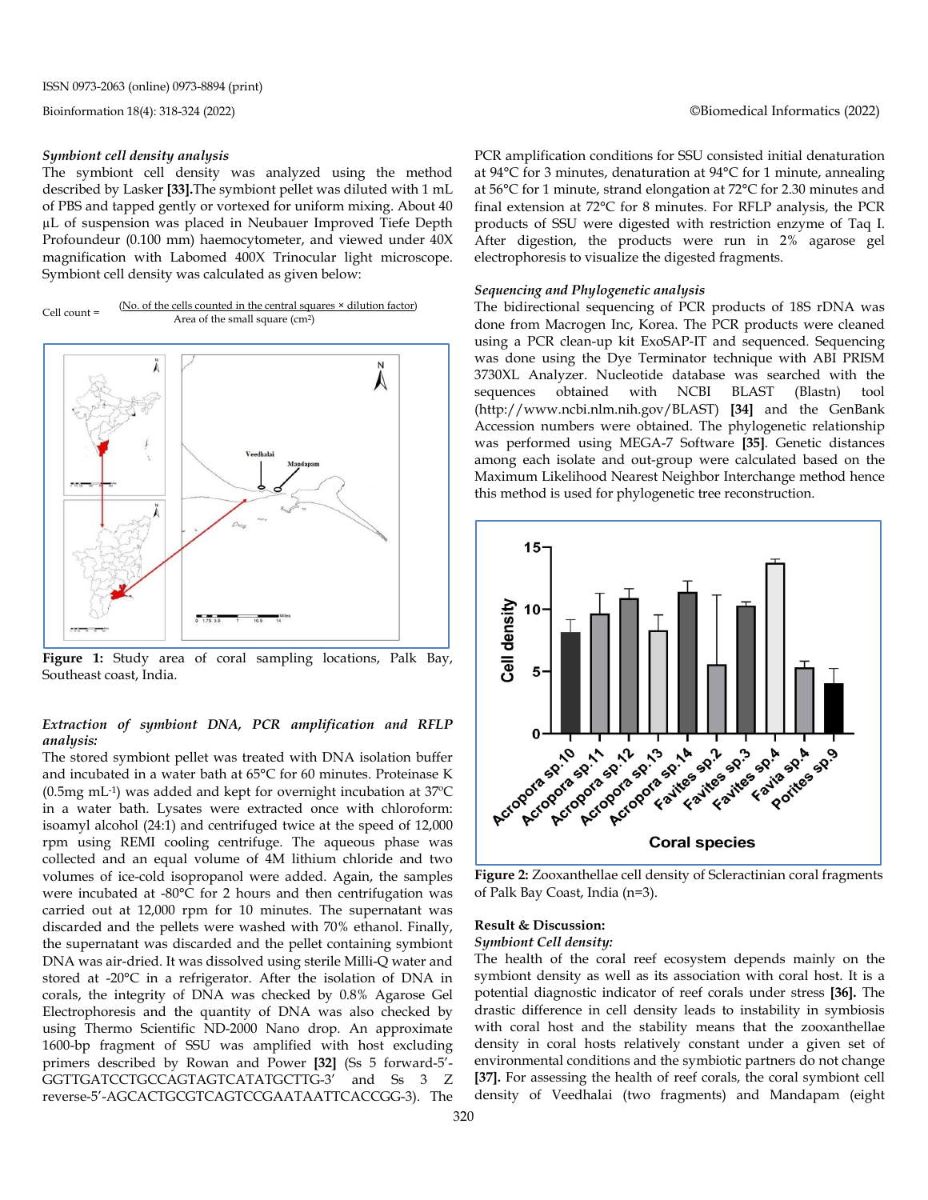***Symbiont cell density analysis***

The symbiont cell density was analyzed using the method described by Lasker [33].The symbiont pellet was diluted with 1 mL of PBS and tapped gently or vortexed for uniform mixing. About 40 µL of suspension was placed in Neubauer Improved Tiefe Depth Profoundeur (0.100 mm) haemocytometer, and viewed under 40X magnification with Labomed 400X Trinocular light microscope. Symbiont cell density was calculated as given below:

$$\text{Cell count} = \frac{(\text{No. of the cells counted in the central squares} \times \text{dilution factor})}{\text{Area of the small square (cm}^2\text{)}}$$

**Figure 1:** Study area of coral sampling locations, Palk Bay, Southeast coast, India.

***Extraction of symbiont DNA, PCR amplification and RFLP analysis:***

The stored symbiont pellet was treated with DNA isolation buffer and incubated in a water bath at 65°C for 60 minutes. Proteinase K (0.5mg $mL^{-1}$) was added and kept for overnight incubation at 37ºC in a water bath. Lysates were extracted once with chloroform: isoamyl alcohol (24:1) and centrifuged twice at the speed of 12,000 rpm using REMI cooling centrifuge. The aqueous phase was collected and an equal volume of 4M lithium chloride and two volumes of ice-cold isopropanol were added. Again, the samples were incubated at -80°C for 2 hours and then centrifugation was carried out at 12,000 rpm for 10 minutes. The supernatant was discarded and the pellets were washed with 70% ethanol. Finally, the supernatant was discarded and the pellet containing symbiont DNA was air-dried. It was dissolved using sterile Milli-Q water and stored at -20°C in a refrigerator. After the isolation of DNA in corals, the integrity of DNA was checked by 0.8% Agarose Gel Electrophoresis and the quantity of DNA was also checked by using Thermo Scientific ND-2000 Nano drop. An approximate 1600-bp fragment of SSU was amplified with host excluding primers described by Rowan and Power [32] (Ss 5 forward-5′-GGTTGATCCTGCCAGTAGTCATATGCTTG-3′ and Ss 3 Z reverse-5′-AGCACTGCGTCAGTCCGAATAATTCACCGG-3). The PCR amplification conditions for SSU consisted initial denaturation at 94°C for 3 minutes, denaturation at 94°C for 1 minute, annealing at 56°C for 1 minute, strand elongation at 72°C for 2.30 minutes and final extension at 72°C for 8 minutes. For RFLP analysis, the PCR products of SSU were digested with restriction enzyme of Taq I. After digestion, the products were run in 2% agarose gel electrophoresis to visualize the digested fragments.

***Sequencing and Phylogenetic analysis***

The bidirectional sequencing of PCR products of 18S rDNA was done from Macrogen Inc, Korea. The PCR products were cleaned using a PCR clean-up kit ExoSAP-IT and sequenced. Sequencing was done using the Dye Terminator technique with ABI PRISM 3730XL Analyzer. Nucleotide database was searched with the sequences obtained with NCBI BLAST (Blastn) tool (http://www.ncbi.nlm.nih.gov/BLAST) [34] and the GenBank Accession numbers were obtained. The phylogenetic relationship was performed using MEGA-7 Software [35]. Genetic distances among each isolate and out-group were calculated based on the Maximum Likelihood Nearest Neighbor Interchange method hence this method is used for phylogenetic tree reconstruction.

**Figure 2:** Zooxanthellae cell density of Scleractinian coral fragments of Palk Bay Coast, India (n=3).

**Result & Discussion:**

***Symbiont Cell density:***

The health of the coral reef ecosystem depends mainly on the symbiont density as well as its association with coral host. It is a potential diagnostic indicator of reef corals under stress [36]. The drastic difference in cell density leads to instability in symbiosis with coral host and the stability means that the zooxanthellae density in coral hosts relatively constant under a given set of environmental conditions and the symbiotic partners do not change [37]. For assessing the health of reef corals, the coral symbiont cell density of Veedhalai (two fragments) and Mandapam (eight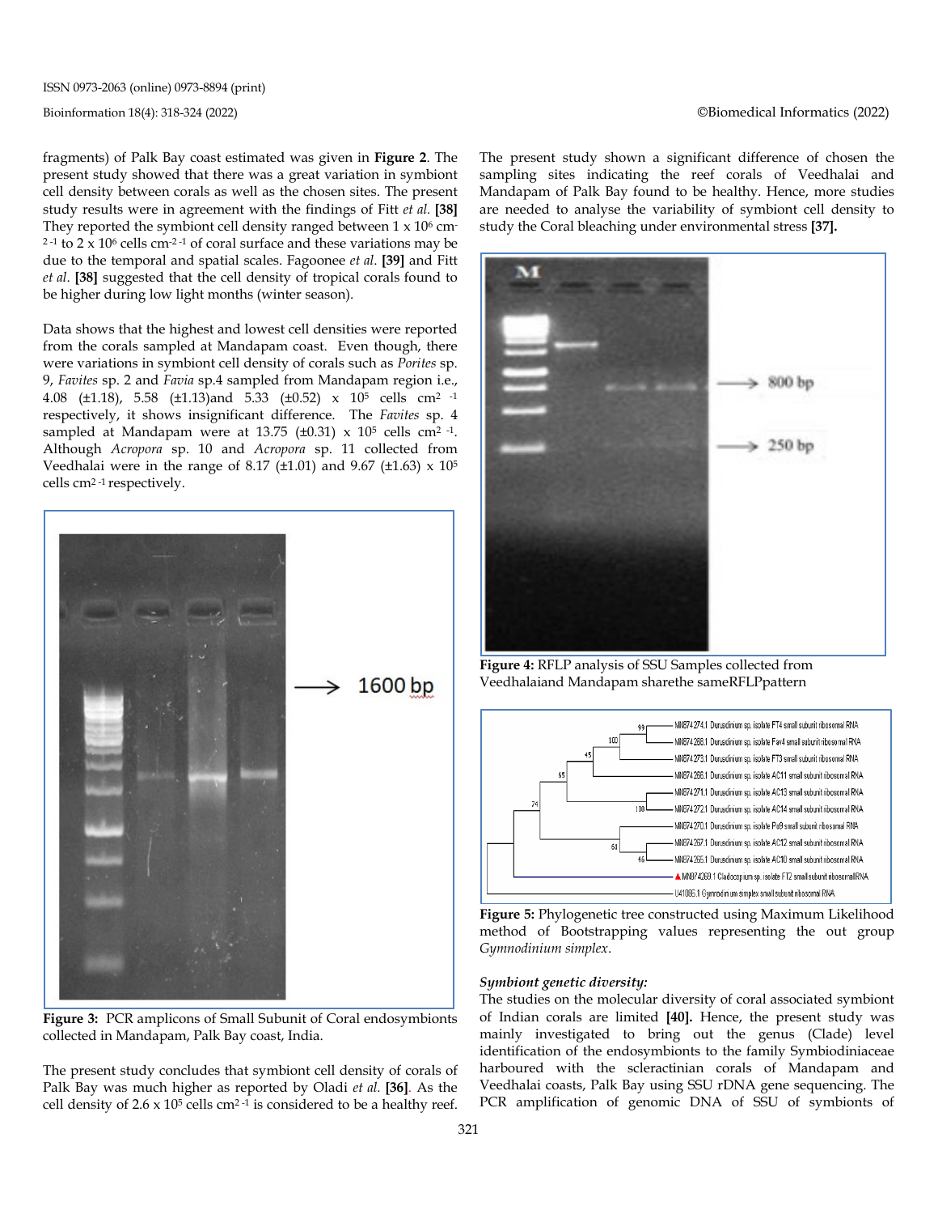fragments) of Palk Bay coast estimated was given in **Figure 2**. The present study showed that there was a great variation in symbiont cell density between corals as well as the chosen sites. The present study results were in agreement with the findings of Fitt *et al.* **[38]** They reported the symbiont cell density ranged between 1 x $10^6$ $cm^{-2\,-1}$ to 2 x $10^6$ cells $cm^{-2\,-1}$ of coral surface and these variations may be due to the temporal and spatial scales. Fagoonee *et al*. **[39]** and Fitt *et al*. **[38]** suggested that the cell density of tropical corals found to be higher during low light months (winter season).

Data shows that the highest and lowest cell densities were reported from the corals sampled at Mandapam coast. Even though, there were variations in symbiont cell density of corals such as *Porites* sp. 9, *Favites* sp. 2 and *Favia* sp.4 sampled from Mandapam region i.e., 4.08 (±1.18), 5.58 (±1.13)and 5.33 (±0.52) x $10^5$ cells $cm^{2\,-1}$ respectively, it shows insignificant difference. The *Favites* sp. 4 sampled at Mandapam were at 13.75 (±0.31) x $10^5$ cells $cm^{2\,-1}$. Although *Acropora* sp. 10 and *Acropora* sp. 11 collected from Veedhalai were in the range of 8.17 (±1.01) and 9.67 (±1.63) x $10^5$ cells $cm^{2\,-1}$ respectively.

**Figure 3:** PCR amplicons of Small Subunit of Coral endosymbionts collected in Mandapam, Palk Bay coast, India.

The present study concludes that symbiont cell density of corals of Palk Bay was much higher as reported by Oladi *et al.* **[36]**. As the cell density of 2.6 x $10^5$ cells $cm^{2\,-1}$ is considered to be a healthy reef. The present study shown a significant difference of chosen the sampling sites indicating the reef corals of Veedhalai and Mandapam of Palk Bay found to be healthy. Hence, more studies are needed to analyse the variability of symbiont cell density to study the Coral bleaching under environmental stress **[37].**

**Figure 4:** RFLP analysis of SSU Samples collected from Veedhalaiand Mandapam sharethe sameRFLPpattern

**Figure 5:** Phylogenetic tree constructed using Maximum Likelihood method of Bootstrapping values representing the out group *Gymnodinium simplex*.

***Symbiont genetic diversity:***

The studies on the molecular diversity of coral associated symbiont of Indian corals are limited **[40].** Hence, the present study was mainly investigated to bring out the genus (Clade) level identification of the endosymbionts to the family Symbiodiniaceae harboured with the scleractinian corals of Mandapam and Veedhalai coasts, Palk Bay using SSU rDNA gene sequencing. The PCR amplification of genomic DNA of SSU of symbionts of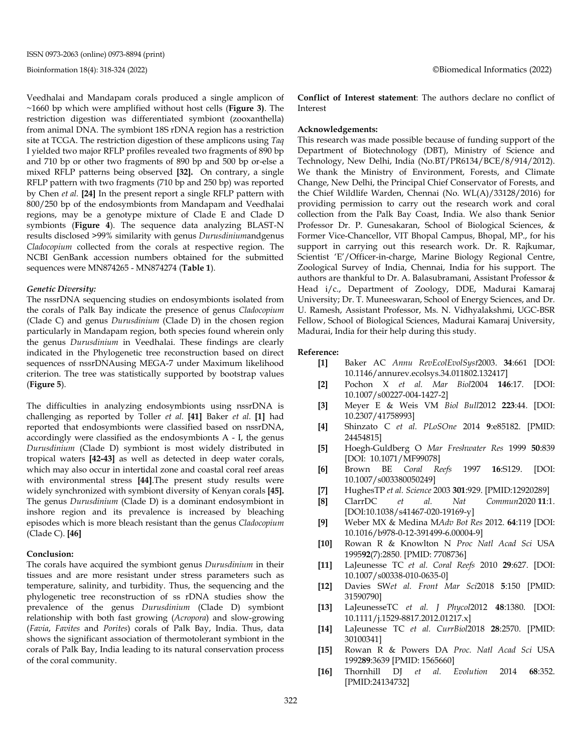Veedhalai and Mandapam corals produced a single amplicon of ~1660 bp which were amplified without host cells (**Figure 3)**. The restriction digestion was differentiated symbiont (zooxanthella) from animal DNA. The symbiont 18S rDNA region has a restriction site at TCGA. The restriction digestion of these amplicons using *Taq* I yielded two major RFLP profiles revealed two fragments of 890 bp and 710 bp or other two fragments of 890 bp and 500 bp or-else a mixed RFLP patterns being observed **[32].** On contrary, a single RFLP pattern with two fragments (710 bp and 250 bp) was reported by Chen *et al.* **[24]** In the present report a single RFLP pattern with 800/250 bp of the endosymbionts from Mandapam and Veedhalai regions, may be a genotype mixture of Clade E and Clade D symbionts (**Figure 4**). The sequence data analyzing BLAST-N results disclosed >99% similarity with genus *Durusdinium*andgenus *Cladocopium* collected from the corals at respective region. The NCBI GenBank accession numbers obtained for the submitted sequences were MN874265 - MN874274 (**Table 1**).

### *Genetic Diversity:*

The nssrDNA sequencing studies on endosymbionts isolated from the corals of Palk Bay indicate the presence of genus *Cladocopium* (Clade C) and genus *Durusdinium* (Clade D) in the chosen region particularly in Mandapam region, both species found wherein only the genus *Durusdinium* in Veedhalai. These findings are clearly indicated in the Phylogenetic tree reconstruction based on direct sequences of nssrDNAusing MEGA-7 under Maximum likelihood criterion. The tree was statistically supported by bootstrap values (**Figure 5**).

The difficulties in analyzing endosymbionts using nssrDNA is challenging as reported by Toller *et al.* **[41]** Baker *et al.* **[1]** had reported that endosymbionts were classified based on nssrDNA, accordingly were classified as the endosymbionts A - I, the genus *Durusdinium* (Clade D) symbiont is most widely distributed in tropical waters **[42-43]** as well as detected in deep water corals, which may also occur in intertidal zone and coastal coral reef areas with environmental stress **[44]**.The present study results were widely synchronized with symbiont diversity of Kenyan corals **[45].** The genus *Durusdinium* (Clade D) is a dominant endosymbiont in inshore region and its prevalence is increased by bleaching episodes which is more bleach resistant than the genus *Cladocopium* (Clade C). **[46]**

### Conclusion:

The corals have acquired the symbiont genus *Durusdinium* in their tissues and are more resistant under stress parameters such as temperature, salinity, and turbidity. Thus, the sequencing and the phylogenetic tree reconstruction of ss rDNA studies show the prevalence of the genus *Durusdinium* (Clade D) symbiont relationship with both fast growing (*Acropora*) and slow-growing (*Favia*, *Favites* and *Porites*) corals of Palk Bay, India. Thus, data shows the significant association of thermotolerant symbiont in the corals of Palk Bay, India leading to its natural conservation process of the coral community.

**Conflict of Interest statement**: The authors declare no conflict of Interest

### Acknowledgements:

This research was made possible because of funding support of the Department of Biotechnology (DBT), Ministry of Science and Technology, New Delhi, India (No.BT/PR6134/BCE/8/914/2012). We thank the Ministry of Environment, Forests, and Climate Change, New Delhi, the Principal Chief Conservator of Forests, and the Chief Wildlife Warden, Chennai (No. WL(A)/33128/2016) for providing permission to carry out the research work and coral collection from the Palk Bay Coast, India. We also thank Senior Professor Dr. P. Gunesakaran, School of Biological Sciences, & Former Vice-Chancellor, VIT Bhopal Campus, Bhopal, MP., for his support in carrying out this research work. Dr. R. Rajkumar, Scientist 'E'/Officer-in-charge, Marine Biology Regional Centre, Zoological Survey of India, Chennai, India for his support. The authors are thankful to Dr. A. Balasubramani, Assistant Professor & Head i/c., Department of Zoology, DDE, Madurai Kamaraj University; Dr. T. Muneeswaran, School of Energy Sciences, and Dr. U. Ramesh, Assistant Professor, Ms. N. Vidhyalakshmi, UGC-BSR Fellow, School of Biological Sciences, Madurai Kamaraj University, Madurai, India for their help during this study.

### Reference:

- **[1]** Baker AC *Annu RevEcolEvolSyst*2003. **34**:661 [DOI: 10.1146/annurev.ecolsys.34.011802.132417]
- **[2]** Pochon X *et al. Mar Biol*2004 **146**:17. [DOI: 10.1007/s00227-004-1427-2]
- **[3]** Meyer E & Weis VM *Biol Bull*2012 **223**:44. [DOI: 10.2307/41758993]
- **[4]** Shinzato C *et al. PLoSOne* 2014 **9**:e85182. [PMID: 24454815]
- **[5]** Hoegh-Guldberg O *Mar Freshwater Res* 1999 **50**:839 [DOI: 10.1071/MF99078]
- **[6]** Brown BE *Coral Reefs* 1997 **16**:S129. [DOI: 10.1007/s003380050249]
- **[7]** HughesTP *et al. Science* 2003 **301**:929. [PMID:12920289]
- **[8]** ClarrDC *et al. Nat Commun*2020 **11**:1. [DOI:10.1038/s41467-020-19169-y]
- **[9]** Weber MX & Medina M*Adv Bot Res* 2012. **64**:119 [DOI: 10.1016/b978-0-12-391499-6.00004-9]
- **[10]** Rowan R & Knowlton N *Proc Natl Acad Sci* USA 1995**92**(7):2850. [PMID: 7708736]
- **[11]** LaJeunesse TC *et al. Coral Reefs* 2010 **29**:627. [DOI: 10.1007/s00338-010-0635-0]
- **[12]** Davies SW*et al. Front Mar Sci*2018 **5**:150 [PMID: 31590790]
- **[13]** LaJeunesseTC *et al. J Phycol*2012 **48**:1380. [DOI: 10.1111/j.1529-8817.2012.01217.x]
- **[14]** LaJeunesse TC *et al. CurrBiol*2018 **28**:2570. [PMID: 30100341]
- **[15]** Rowan R & Powers DA *Proc. Natl Acad Sci* USA 1992**89**:3639 [PMID: 1565660]
- **[16]** Thornhill DJ *et al. Evolution* 2014 **68**:352. [PMID:24134732]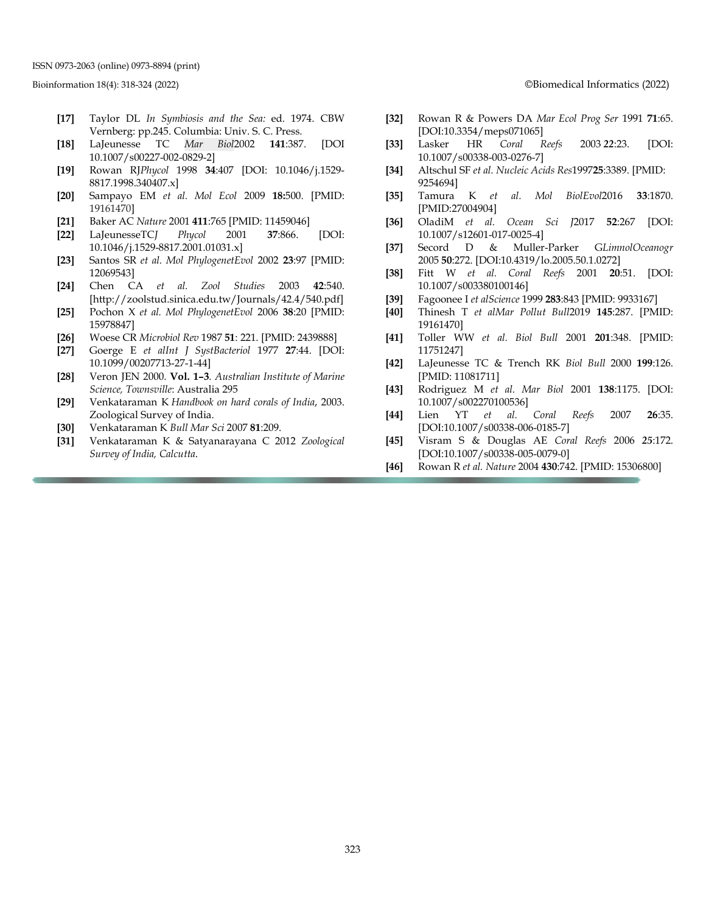**[17]** Taylor DL *In Symbiosis and the Sea:* ed. 1974. CBW Vernberg: pp.245. Columbia: Univ. S. C. Press.

**[18]** LaJeunesse TC *Mar Biol*2002 **141**:387. [DOI 10.1007/s00227-002-0829-2]

**[19]** Rowan RJ*Phycol* 1998 **34**:407 [DOI: 10.1046/j.1529-8817.1998.340407.x]

**[20]** Sampayo EM *et al. Mol Ecol* 2009 **18:**500. [PMID: 19161470]

**[21]** Baker AC *Nature* 2001 **411**:765 [PMID: 11459046]

**[22]** LaJeunesseTC*J Phycol* 2001 **37**:866. [DOI: 10.1046/j.1529-8817.2001.01031.x]

**[23]** Santos SR *et al. Mol PhylogenetEvol* 2002 **23**:97 [PMID: 12069543]

**[24]** Chen CA *et al. Zool Studies* 2003 **42**:540. [http://zoolstud.sinica.edu.tw/Journals/42.4/540.pdf]

**[25]** Pochon X *et al. Mol PhylogenetEvol* 2006 **38**:20 [PMID: 15978847]

**[26]** Woese CR *Microbiol Rev* 1987 **51**: 221. [PMID: 2439888]

**[27]** Goerge E *et alInt J SystBacteriol* 1977 **27**:44. [DOI: 10.1099/00207713-27-1-44]

**[28]** Veron JEN 2000. **Vol. 1–3**. *Australian Institute of Marine Science, Townsville*: Australia 295

**[29]** Venkataraman K *Handbook on hard corals of India*, 2003. Zoological Survey of India.

**[30]** Venkataraman K *Bull Mar Sci* 2007 **81**:209.

**[31]** Venkataraman K & Satyanarayana C 2012 *Zoological Survey of India, Calcutta*.

**[32]** Rowan R & Powers DA *Mar Ecol Prog Ser* 1991 **71**:65. [DOI:10.3354/meps071065]

**[33]** Lasker HR *Coral Reefs* 2003 **22**:23. [DOI: 10.1007/s00338-003-0276-7]

**[34]** Altschul SF *et al. Nucleic Acids Res*1997**25**:3389. [PMID: 9254694]

**[35]** Tamura K *et al. Mol BiolEvol*2016 **33**:1870. [PMID:27004904]

**[36]** OladiM *et al. Ocean Sci J*2017 **52**:267 [DOI: 10.1007/s12601-017-0025-4]

**[37]** Secord D & Muller-Parker G*LimnolOceanogr* 2005 **50**:272. [DOI:10.4319/lo.2005.50.1.0272]

**[38]** Fitt W *et al. Coral Reefs* 2001 **20**:51. [DOI: 10.1007/s003380100146]

**[39]** Fagoonee I *et alScience* 1999 **283**:843 [PMID: 9933167]

**[40]** Thinesh T *et alMar Pollut Bull*2019 **145**:287. [PMID: 19161470]

**[41]** Toller WW *et al. Biol Bull* 2001 **201**:348. [PMID: 11751247]

**[42]** LaJeunesse TC & Trench RK *Biol Bull* 2000 **199**:126. [PMID: 11081711]

**[43]** Rodriguez M *et al. Mar Biol* 2001 **138**:1175. [DOI: 10.1007/s002270100536]

**[44]** Lien YT *et al. Coral Reefs* 2007 **26**:35. [DOI:10.1007/s00338-006-0185-7]

**[45]** Visram S & Douglas AE *Coral Reefs* 2006 **25**:172. [DOI:10.1007/s00338-005-0079-0]

**[46]** Rowan R *et al. Nature* 2004 **430**:742. [PMID: 15306800]